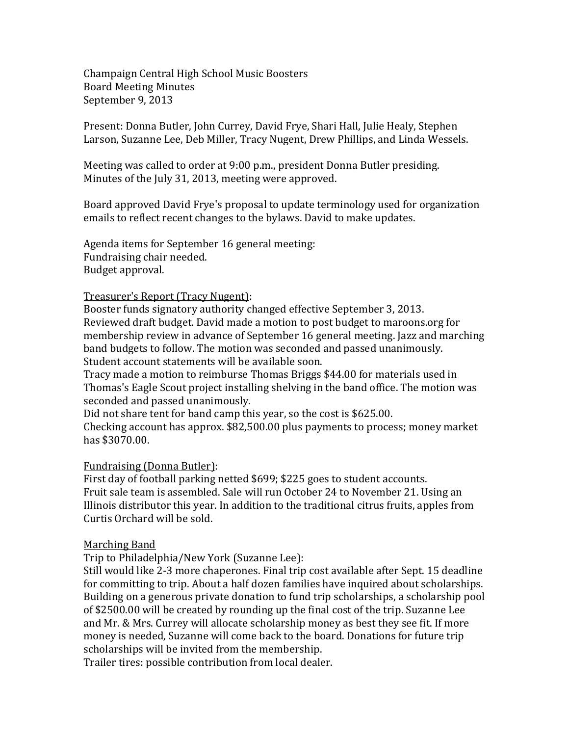Champaign Central High School Music Boosters
Board Meeting Minutes
September 9, 2013

Present: Donna Butler, John Currey, David Frye, Shari Hall, Julie Healy, Stephen Larson, Suzanne Lee, Deb Miller, Tracy Nugent, Drew Phillips, and Linda Wessels.

Meeting was called to order at 9:00 p.m., president Donna Butler presiding. Minutes of the July 31, 2013, meeting were approved.

Board approved David Frye's proposal to update terminology used for organization emails to reflect recent changes to the bylaws. David to make updates.

Agenda items for September 16 general meeting:
Fundraising chair needed.
Budget approval.

<u>Treasurer's Report (Tracy Nugent)</u>:
Booster funds signatory authority changed effective September 3, 2013.
Reviewed draft budget. David made a motion to post budget to maroons.org for membership review in advance of September 16 general meeting. Jazz and marching band budgets to follow. The motion was seconded and passed unanimously.
Student account statements will be available soon.
Tracy made a motion to reimburse Thomas Briggs $44.00 for materials used in Thomas's Eagle Scout project installing shelving in the band office. The motion was seconded and passed unanimously.
Did not share tent for band camp this year, so the cost is $625.00.
Checking account has approx. $82,500.00 plus payments to process; money market has $3070.00.

<u>Fundraising (Donna Butler)</u>:
First day of football parking netted $699; $225 goes to student accounts.
Fruit sale team is assembled. Sale will run October 24 to November 21. Using an Illinois distributor this year. In addition to the traditional citrus fruits, apples from Curtis Orchard will be sold.

<u>Marching Band</u>
Trip to Philadelphia/New York (Suzanne Lee):
Still would like 2-3 more chaperones. Final trip cost available after Sept. 15 deadline for committing to trip. About a half dozen families have inquired about scholarships. Building on a generous private donation to fund trip scholarships, a scholarship pool of $2500.00 will be created by rounding up the final cost of the trip. Suzanne Lee and Mr. & Mrs. Currey will allocate scholarship money as best they see fit. If more money is needed, Suzanne will come back to the board. Donations for future trip scholarships will be invited from the membership.
Trailer tires: possible contribution from local dealer.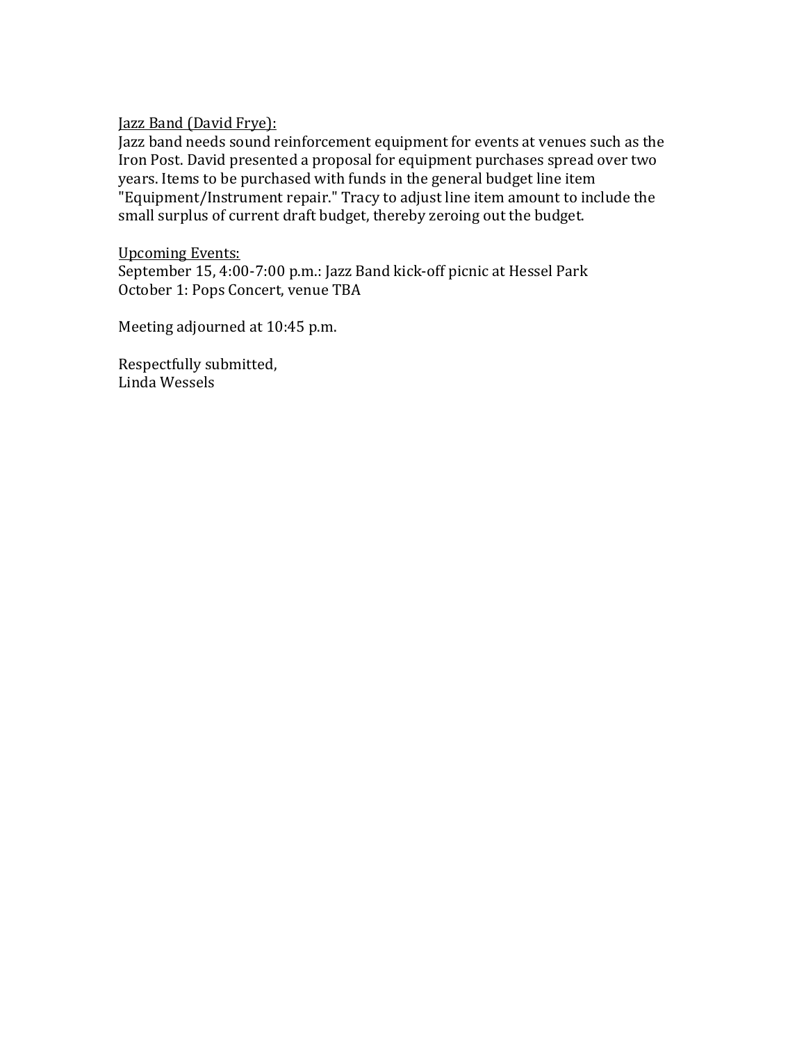Jazz Band (David Frye):

Jazz band needs sound reinforcement equipment for events at venues such as the Iron Post. David presented a proposal for equipment purchases spread over two years. Items to be purchased with funds in the general budget line item "Equipment/Instrument repair." Tracy to adjust line item amount to include the small surplus of current draft budget, thereby zeroing out the budget.

Upcoming Events:

September 15, 4:00-7:00 p.m.: Jazz Band kick-off picnic at Hessel Park
October 1: Pops Concert, venue TBA

Meeting adjourned at 10:45 p.m.

Respectfully submitted,
Linda Wessels